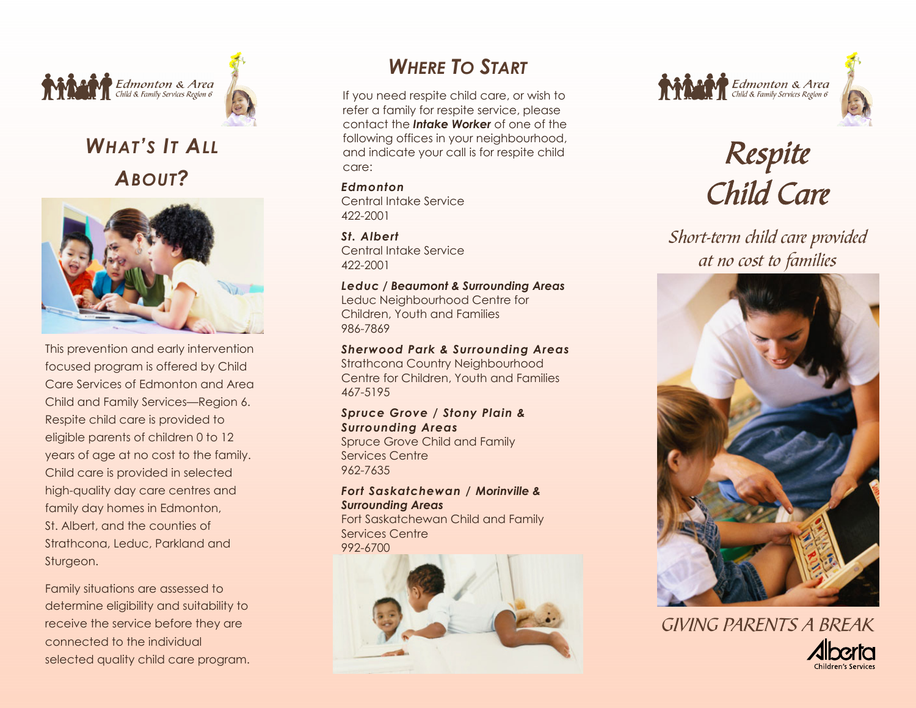Edmonton & Area
Child & Family Services Region 6

## What's It All About?

This prevention and early intervention focused program is offered by Child Care Services of Edmonton and Area Child and Family Services—Region 6. Respite child care is provided to eligible parents of children 0 to 12 years of age at no cost to the family. Child care is provided in selected high-quality day care centres and family day homes in Edmonton, St. Albert, and the counties of Strathcona, Leduc, Parkland and Sturgeon.

Family situations are assessed to determine eligibility and suitability to receive the service before they are connected to the individual selected quality child care program.

## Where To Start

If you need respite child care, or wish to refer a family for respite service, please contact the ***Intake Worker*** of one of the following offices in your neighbourhood, and indicate your call is for respite child care:

***Edmonton***
Central Intake Service
422-2001

***St. Albert***
Central Intake Service
422-2001

***Leduc / Beaumont & Surrounding Areas***
Leduc Neighbourhood Centre for Children, Youth and Families
986-7869

***Sherwood Park & Surrounding Areas***
Strathcona Country Neighbourhood Centre for Children, Youth and Families
467-5195

***Spruce Grove / Stony Plain & Surrounding Areas***
Spruce Grove Child and Family Services Centre
962-7635

***Fort Saskatchewan / Morinville & Surrounding Areas***
Fort Saskatchewan Child and Family Services Centre
992-6700

Edmonton & Area
Child & Family Services Region 6

# Respite Child Care

*Short-term child care provided at no cost to families*

GIVING PARENTS A BREAK

Alberta
Children's Services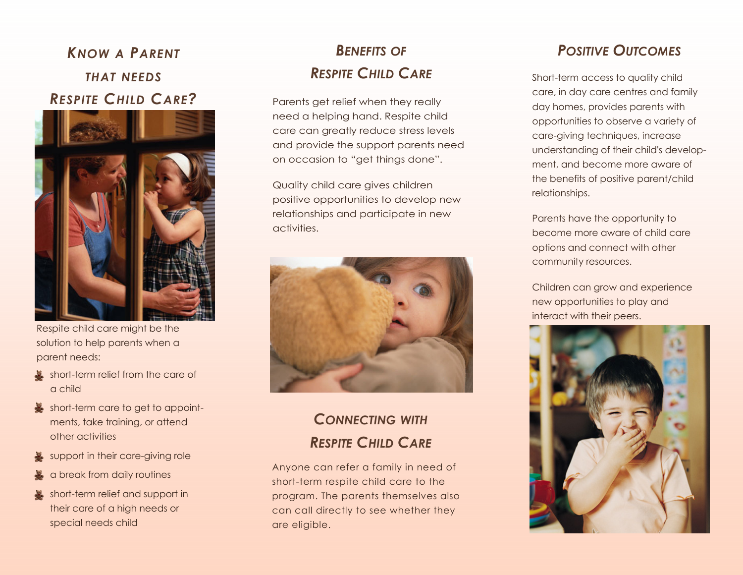## Know a Parent that needs Respite Child Care?

Respite child care might be the solution to help parents when a parent needs:

- short-term relief from the care of a child
- short-term care to get to appointments, take training, or attend other activities
- support in their care-giving role
- a break from daily routines
- short-term relief and support in their care of a high needs or special needs child

## Benefits of Respite Child Care

Parents get relief when they really need a helping hand. Respite child care can greatly reduce stress levels and provide the support parents need on occasion to "get things done".

Quality child care gives children positive opportunities to develop new relationships and participate in new activities.

## Connecting with Respite Child Care

Anyone can refer a family in need of short-term respite child care to the program. The parents themselves also can call directly to see whether they are eligible.

## Positive Outcomes

Short-term access to quality child care, in day care centres and family day homes, provides parents with opportunities to observe a variety of care-giving techniques, increase understanding of their child's development, and become more aware of the benefits of positive parent/child relationships.

Parents have the opportunity to become more aware of child care options and connect with other community resources.

Children can grow and experience new opportunities to play and interact with their peers.